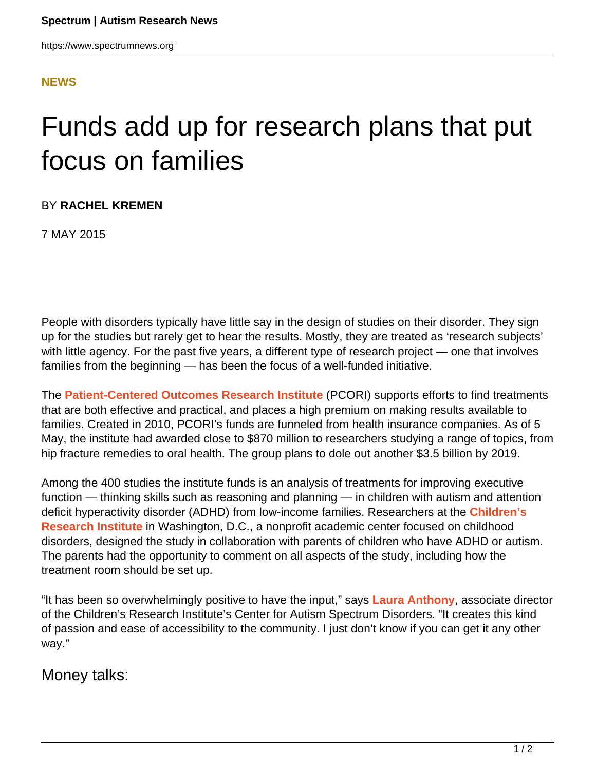**NEWS**

# Funds add up for research plans that put focus on families

BY **RACHEL KREMEN**

7 MAY 2015

People with disorders typically have little say in the design of studies on their disorder. They sign up for the studies but rarely get to hear the results. Mostly, they are treated as 'research subjects' with little agency. For the past five years, a different type of research project — one that involves families from the beginning — has been the focus of a well-funded initiative.

The **Patient-Centered Outcomes Research Institute** (PCORI) supports efforts to find treatments that are both effective and practical, and places a high premium on making results available to families. Created in 2010, PCORI's funds are funneled from health insurance companies. As of 5 May, the institute had awarded close to $870 million to researchers studying a range of topics, from hip fracture remedies to oral health. The group plans to dole out another $3.5 billion by 2019.

Among the 400 studies the institute funds is an analysis of treatments for improving executive function — thinking skills such as reasoning and planning — in children with autism and attention deficit hyperactivity disorder (ADHD) from low-income families. Researchers at the **Children's Research Institute** in Washington, D.C., a nonprofit academic center focused on childhood disorders, designed the study in collaboration with parents of children who have ADHD or autism. The parents had the opportunity to comment on all aspects of the study, including how the treatment room should be set up.

"It has been so overwhelmingly positive to have the input," says **Laura Anthony**, associate director of the Children's Research Institute's Center for Autism Spectrum Disorders. "It creates this kind of passion and ease of accessibility to the community. I just don't know if you can get it any other way."

## Money talks: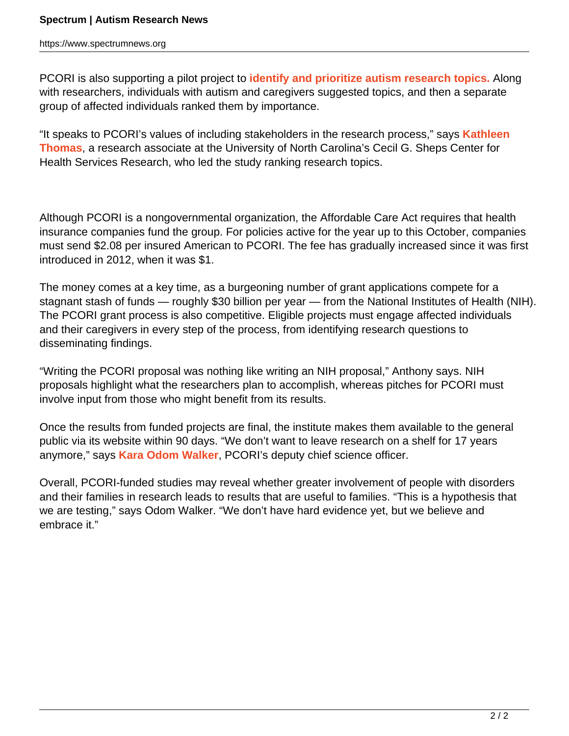PCORI is also supporting a pilot project to **identify and prioritize autism research topics.** Along with researchers, individuals with autism and caregivers suggested topics, and then a separate group of affected individuals ranked them by importance.

“It speaks to PCORI’s values of including stakeholders in the research process,” says **Kathleen Thomas**, a research associate at the University of North Carolina’s Cecil G. Sheps Center for Health Services Research, who led the study ranking research topics.

Although PCORI is a nongovernmental organization, the Affordable Care Act requires that health insurance companies fund the group. For policies active for the year up to this October, companies must send $2.08 per insured American to PCORI. The fee has gradually increased since it was first introduced in 2012, when it was $1.

The money comes at a key time, as a burgeoning number of grant applications compete for a stagnant stash of funds — roughly $30 billion per year — from the National Institutes of Health (NIH). The PCORI grant process is also competitive. Eligible projects must engage affected individuals and their caregivers in every step of the process, from identifying research questions to disseminating findings.

“Writing the PCORI proposal was nothing like writing an NIH proposal,” Anthony says. NIH proposals highlight what the researchers plan to accomplish, whereas pitches for PCORI must involve input from those who might benefit from its results.

Once the results from funded projects are final, the institute makes them available to the general public via its website within 90 days. “We don’t want to leave research on a shelf for 17 years anymore,” says **Kara Odom Walker**, PCORI’s deputy chief science officer.

Overall, PCORI-funded studies may reveal whether greater involvement of people with disorders and their families in research leads to results that are useful to families. “This is a hypothesis that we are testing,” says Odom Walker. “We don’t have hard evidence yet, but we believe and embrace it.”